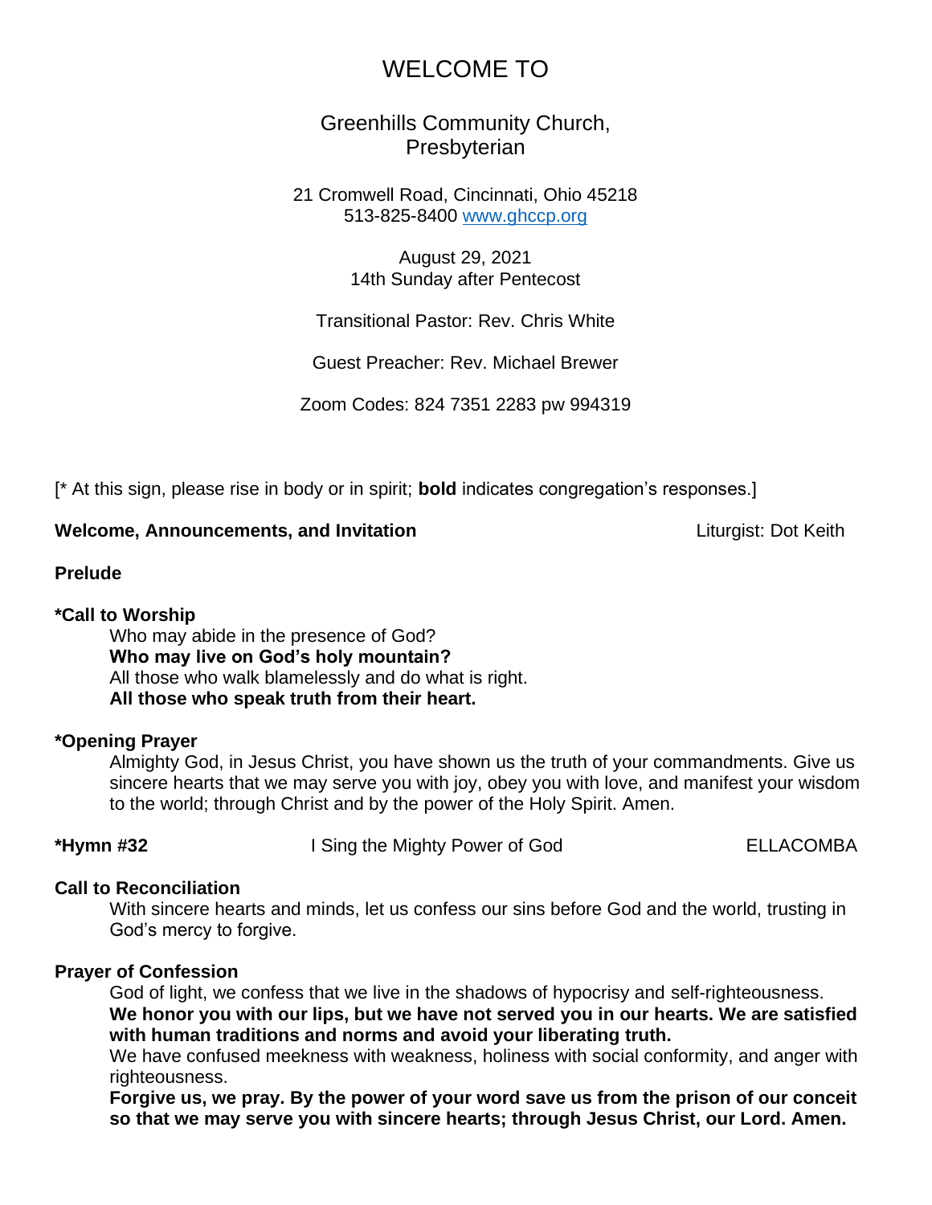# WELCOME TO

## Greenhills Community Church, Presbyterian

21 Cromwell Road, Cincinnati, Ohio 45218
513-825-8400 [www.ghccp.org](http://www.ghccp.org)

August 29, 2021
14th Sunday after Pentecost

Transitional Pastor: Rev. Chris White

Guest Preacher: Rev. Michael Brewer

Zoom Codes: 824 7351 2283 pw 994319

[* At this sign, please rise in body or in spirit; **bold** indicates congregation's responses.]

**Welcome, Announcements, and Invitation** Liturgist: Dot Keith

**Prelude**

**\*Call to Worship**

Who may abide in the presence of God?
**Who may live on God's holy mountain?**
All those who walk blamelessly and do what is right.
**All those who speak truth from their heart.**

**\*Opening Prayer**

Almighty God, in Jesus Christ, you have shown us the truth of your commandments. Give us sincere hearts that we may serve you with joy, obey you with love, and manifest your wisdom to the world; through Christ and by the power of the Holy Spirit. Amen.

**\*Hymn #32** I Sing the Mighty Power of God ELLACOMBA

**Call to Reconciliation**

With sincere hearts and minds, let us confess our sins before God and the world, trusting in God's mercy to forgive.

**Prayer of Confession**

God of light, we confess that we live in the shadows of hypocrisy and self-righteousness.
**We honor you with our lips, but we have not served you in our hearts. We are satisfied with human traditions and norms and avoid your liberating truth.**
We have confused meekness with weakness, holiness with social conformity, and anger with righteousness.
**Forgive us, we pray. By the power of your word save us from the prison of our conceit so that we may serve you with sincere hearts; through Jesus Christ, our Lord. Amen.**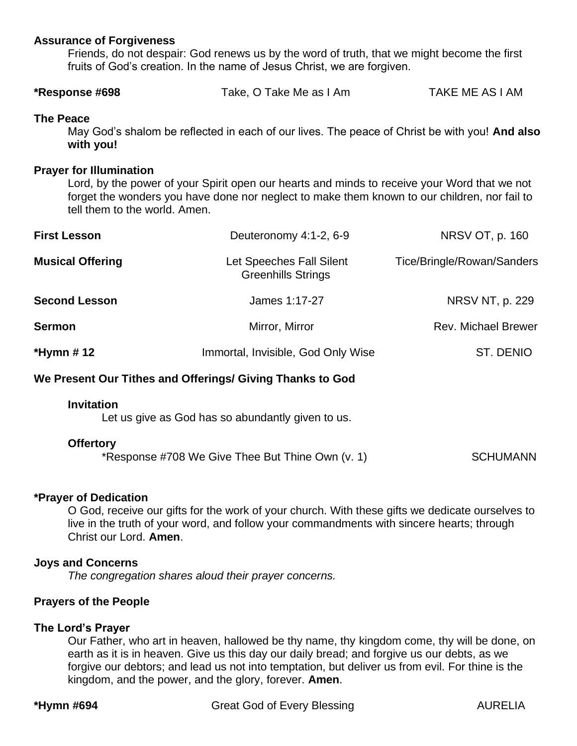**Assurance of Forgiveness**

Friends, do not despair: God renews us by the word of truth, that we might become the first fruits of God's creation. In the name of Jesus Christ, we are forgiven.

**\*Response #698** Take, O Take Me as I Am TAKE ME AS I AM

**The Peace**

May God's shalom be reflected in each of our lives. The peace of Christ be with you! **And also with you!**

**Prayer for Illumination**

Lord, by the power of your Spirit open our hearts and minds to receive your Word that we not forget the wonders you have done nor neglect to make them known to our children, nor fail to tell them to the world. Amen.

**First Lesson** Deuteronomy 4:1-2, 6-9 NRSV OT, p. 160

**Musical Offering** Let Speeches Fall Silent Tice/Bringle/Rowan/Sanders
Greenhills Strings

**Second Lesson** James 1:17-27 NRSV NT, p. 229

**Sermon** Mirror, Mirror Rev. Michael Brewer

**\*Hymn # 12** Immortal, Invisible, God Only Wise ST. DENIO

**We Present Our Tithes and Offerings/ Giving Thanks to God**

**Invitation**

Let us give as God has so abundantly given to us.

**Offertory**

\*Response #708 We Give Thee But Thine Own (v. 1) SCHUMANN

**\*Prayer of Dedication**

O God, receive our gifts for the work of your church. With these gifts we dedicate ourselves to live in the truth of your word, and follow your commandments with sincere hearts; through Christ our Lord. **Amen**.

**Joys and Concerns**

*The congregation shares aloud their prayer concerns.*

**Prayers of the People**

**The Lord's Prayer**

Our Father, who art in heaven, hallowed be thy name, thy kingdom come, thy will be done, on earth as it is in heaven. Give us this day our daily bread; and forgive us our debts, as we forgive our debtors; and lead us not into temptation, but deliver us from evil. For thine is the kingdom, and the power, and the glory, forever. **Amen**.

**\*Hymn #694** Great God of Every Blessing AURELIA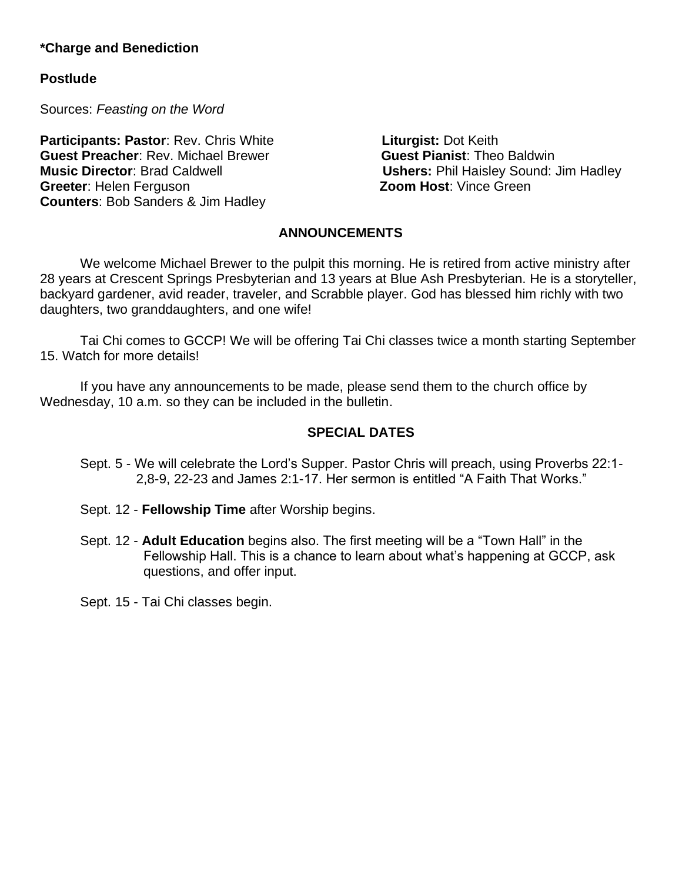**\*Charge and Benediction**

**Postlude**

Sources: *Feasting on the Word*

**Participants: Pastor**: Rev. Chris White
**Guest Preacher**: Rev. Michael Brewer
**Music Director**: Brad Caldwell
**Greeter**: Helen Ferguson
**Counters**: Bob Sanders & Jim Hadley

**Liturgist:** Dot Keith
**Guest Pianist**: Theo Baldwin
**Ushers:** Phil Haisley Sound: Jim Hadley
**Zoom Host**: Vince Green

## ANNOUNCEMENTS

We welcome Michael Brewer to the pulpit this morning. He is retired from active ministry after 28 years at Crescent Springs Presbyterian and 13 years at Blue Ash Presbyterian. He is a storyteller, backyard gardener, avid reader, traveler, and Scrabble player. God has blessed him richly with two daughters, two granddaughters, and one wife!

Tai Chi comes to GCCP! We will be offering Tai Chi classes twice a month starting September 15. Watch for more details!

If you have any announcements to be made, please send them to the church office by Wednesday, 10 a.m. so they can be included in the bulletin.

## SPECIAL DATES

Sept. 5 - We will celebrate the Lord's Supper. Pastor Chris will preach, using Proverbs 22:1-2,8-9, 22-23 and James 2:1-17. Her sermon is entitled "A Faith That Works."

Sept. 12 - **Fellowship Time** after Worship begins.

Sept. 12 - **Adult Education** begins also. The first meeting will be a "Town Hall" in the Fellowship Hall. This is a chance to learn about what's happening at GCCP, ask questions, and offer input.

Sept. 15 - Tai Chi classes begin.